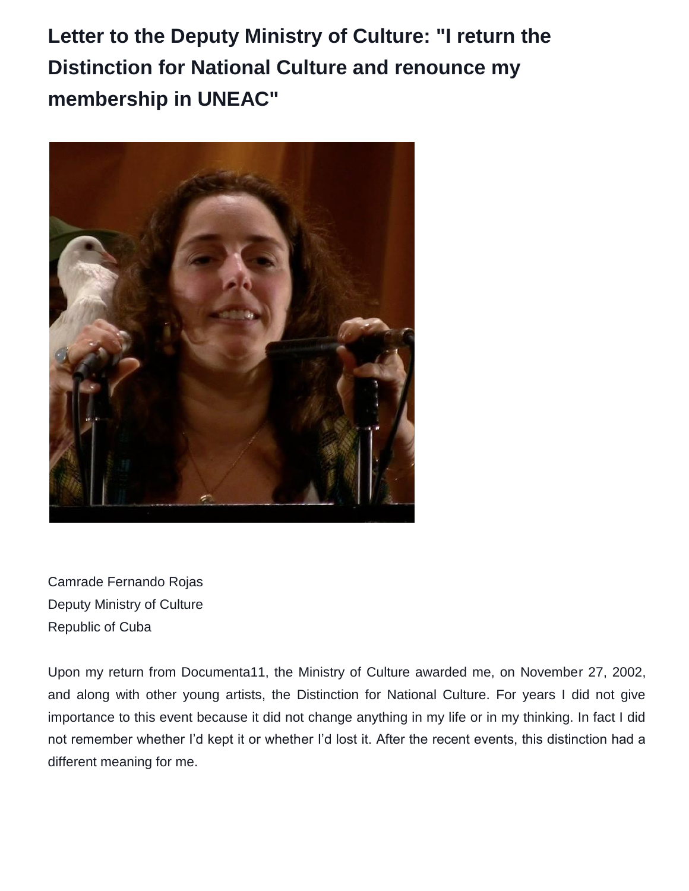# Letter to the Deputy Ministry of Culture: "I return the Distinction for National Culture and renounce my membership in UNEAC"

Camrade Fernando Rojas
Deputy Ministry of Culture
Republic of Cuba

Upon my return from Documenta11, the Ministry of Culture awarded me, on November 27, 2002, and along with other young artists, the Distinction for National Culture. For years I did not give importance to this event because it did not change anything in my life or in my thinking. In fact I did not remember whether I'd kept it or whether I'd lost it. After the recent events, this distinction had a different meaning for me.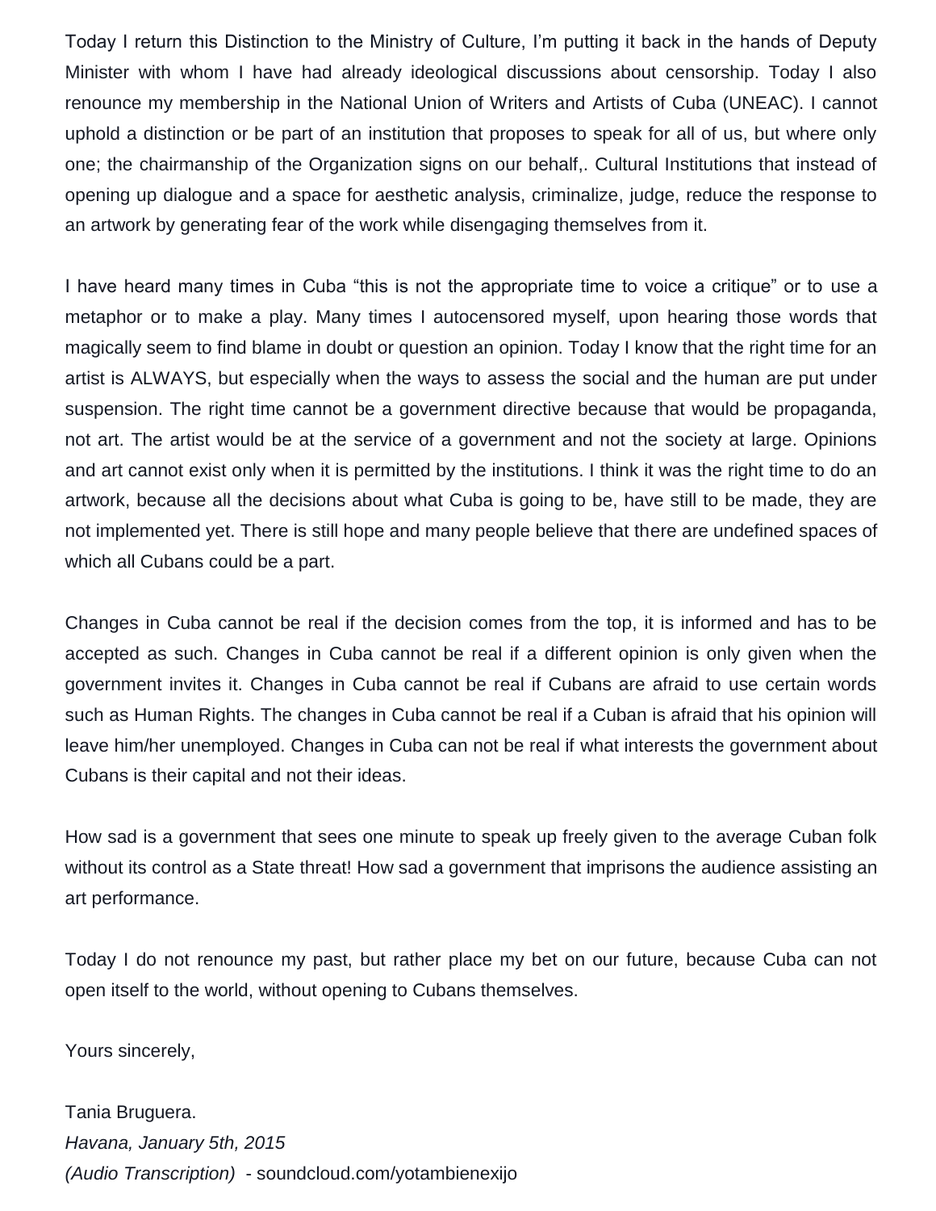Today I return this Distinction to the Ministry of Culture, I'm putting it back in the hands of Deputy Minister with whom I have had already ideological discussions about censorship. Today I also renounce my membership in the National Union of Writers and Artists of Cuba (UNEAC). I cannot uphold a distinction or be part of an institution that proposes to speak for all of us, but where only one; the chairmanship of the Organization signs on our behalf,. Cultural Institutions that instead of opening up dialogue and a space for aesthetic analysis, criminalize, judge, reduce the response to an artwork by generating fear of the work while disengaging themselves from it.

I have heard many times in Cuba "this is not the appropriate time to voice a critique" or to use a metaphor or to make a play. Many times I autocensored myself, upon hearing those words that magically seem to find blame in doubt or question an opinion. Today I know that the right time for an artist is ALWAYS, but especially when the ways to assess the social and the human are put under suspension. The right time cannot be a government directive because that would be propaganda, not art. The artist would be at the service of a government and not the society at large. Opinions and art cannot exist only when it is permitted by the institutions. I think it was the right time to do an artwork, because all the decisions about what Cuba is going to be, have still to be made, they are not implemented yet. There is still hope and many people believe that there are undefined spaces of which all Cubans could be a part.

Changes in Cuba cannot be real if the decision comes from the top, it is informed and has to be accepted as such. Changes in Cuba cannot be real if a different opinion is only given when the government invites it. Changes in Cuba cannot be real if Cubans are afraid to use certain words such as Human Rights. The changes in Cuba cannot be real if a Cuban is afraid that his opinion will leave him/her unemployed. Changes in Cuba can not be real if what interests the government about Cubans is their capital and not their ideas.

How sad is a government that sees one minute to speak up freely given to the average Cuban folk without its control as a State threat! How sad a government that imprisons the audience assisting an art performance.

Today I do not renounce my past, but rather place my bet on our future, because Cuba can not open itself to the world, without opening to Cubans themselves.

Yours sincerely,

Tania Bruguera.
*Havana, January 5th, 2015*
*(Audio Transcription)* - soundcloud.com/yotambienexijo